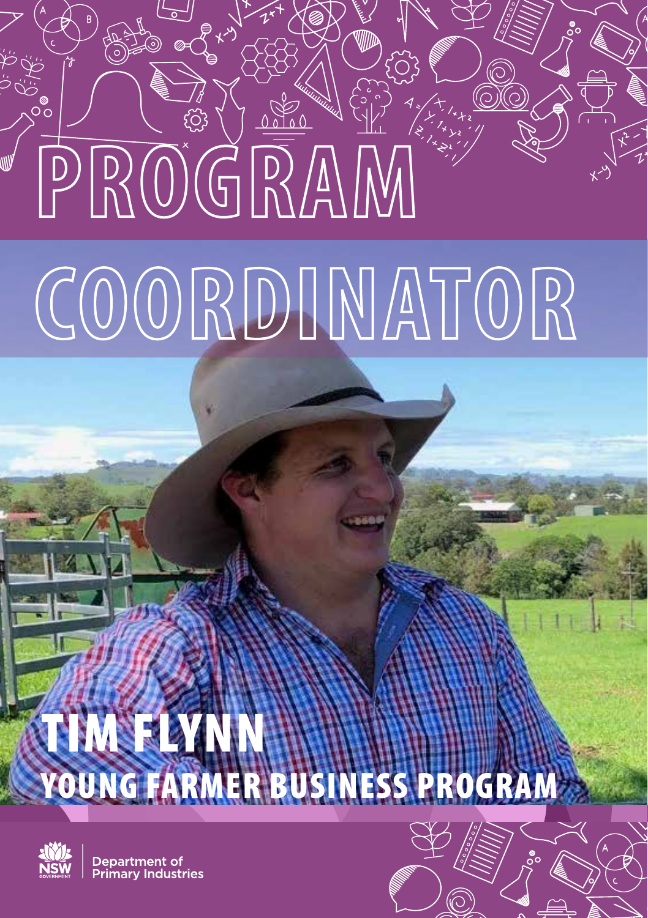# PROGRAM COORDINATOR

## TIM FLYNN

### YOUNG FARMER BUSINESS PROGRAM

Department of Primary Industries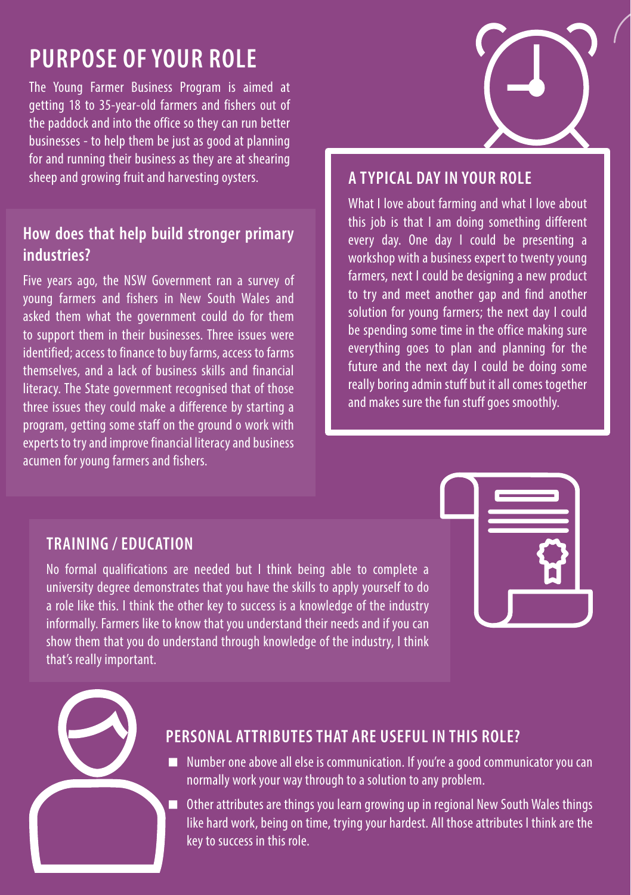## PURPOSE OF YOUR ROLE

The Young Farmer Business Program is aimed at getting 18 to 35-year-old farmers and fishers out of the paddock and into the office so they can run better businesses - to help them be just as good at planning for and running their business as they are at shearing sheep and growing fruit and harvesting oysters.

### How does that help build stronger primary industries?

Five years ago, the NSW Government ran a survey of young farmers and fishers in New South Wales and asked them what the government could do for them to support them in their businesses. Three issues were identified; access to finance to buy farms, access to farms themselves, and a lack of business skills and financial literacy. The State government recognised that of those three issues they could make a difference by starting a program, getting some staff on the ground o work with experts to try and improve financial literacy and business acumen for young farmers and fishers.

## A TYPICAL DAY IN YOUR ROLE

What I love about farming and what I love about this job is that I am doing something different every day. One day I could be presenting a workshop with a business expert to twenty young farmers, next I could be designing a new product to try and meet another gap and find another solution for young farmers; the next day I could be spending some time in the office making sure everything goes to plan and planning for the future and the next day I could be doing some really boring admin stuff but it all comes together and makes sure the fun stuff goes smoothly.

## TRAINING / EDUCATION

No formal qualifications are needed but I think being able to complete a university degree demonstrates that you have the skills to apply yourself to do a role like this. I think the other key to success is a knowledge of the industry informally. Farmers like to know that you understand their needs and if you can show them that you do understand through knowledge of the industry, I think that's really important.

## PERSONAL ATTRIBUTES THAT ARE USEFUL IN THIS ROLE?

- Number one above all else is communication. If you're a good communicator you can normally work your way through to a solution to any problem.
- Other attributes are things you learn growing up in regional New South Wales things like hard work, being on time, trying your hardest. All those attributes I think are the key to success in this role.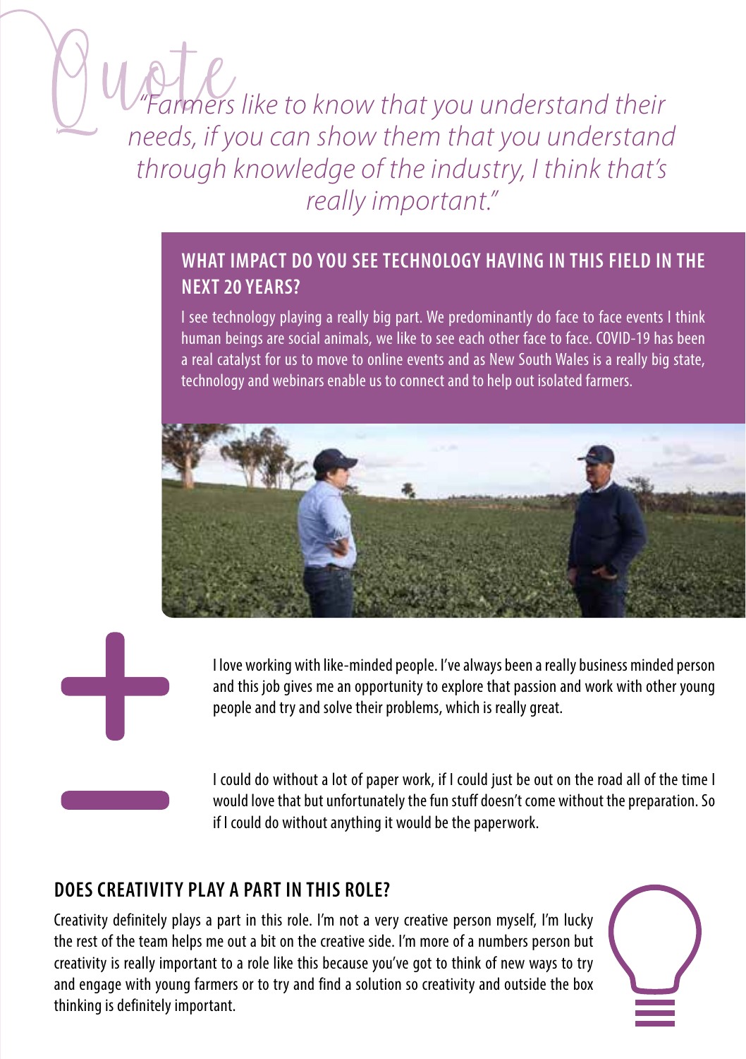Quote

*"Farmers like to know that you understand their needs, if you can show them that you understand through knowledge of the industry, I think that's really important."*

## WHAT IMPACT DO YOU SEE TECHNOLOGY HAVING IN THIS FIELD IN THE NEXT 20 YEARS?

I see technology playing a really big part. We predominantly do face to face events I think human beings are social animals, we like to see each other face to face. COVID-19 has been a real catalyst for us to move to online events and as New South Wales is a really big state, technology and webinars enable us to connect and to help out isolated farmers.

+

I love working with like-minded people. I've always been a really business minded person and this job gives me an opportunity to explore that passion and work with other young people and try and solve their problems, which is really great.

−

I could do without a lot of paper work, if I could just be out on the road all of the time I would love that but unfortunately the fun stuff doesn't come without the preparation. So if I could do without anything it would be the paperwork.

## DOES CREATIVITY PLAY A PART IN THIS ROLE?

Creativity definitely plays a part in this role. I'm not a very creative person myself, I'm lucky the rest of the team helps me out a bit on the creative side. I'm more of a numbers person but creativity is really important to a role like this because you've got to think of new ways to try and engage with young farmers or to try and find a solution so creativity and outside the box thinking is definitely important.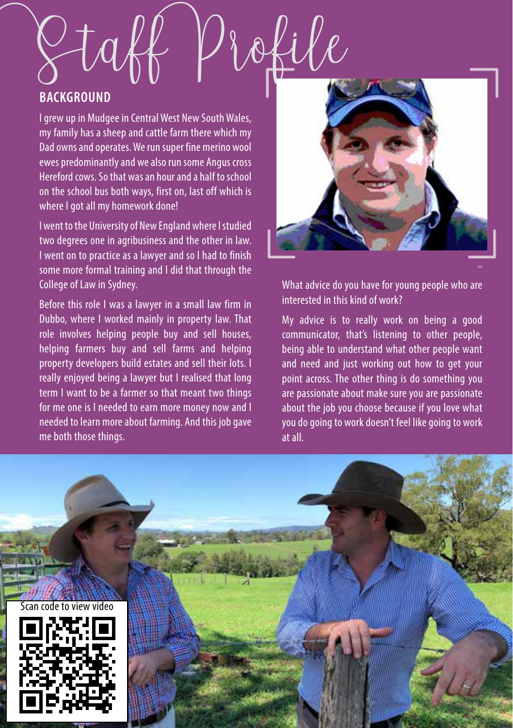# Staff Profile

## BACKGROUND

I grew up in Mudgee in Central West New South Wales, my family has a sheep and cattle farm there which my Dad owns and operates. We run super fine merino wool ewes predominantly and we also run some Angus cross Hereford cows. So that was an hour and a half to school on the school bus both ways, first on, last off which is where I got all my homework done!

I went to the University of New England where I studied two degrees one in agribusiness and the other in law. I went on to practice as a lawyer and so I had to finish some more formal training and I did that through the College of Law in Sydney.

Before this role I was a lawyer in a small law firm in Dubbo, where I worked mainly in property law. That role involves helping people buy and sell houses, helping farmers buy and sell farms and helping property developers build estates and sell their lots. I really enjoyed being a lawyer but I realised that long term I want to be a farmer so that meant two things for me one is I needed to earn more money now and I needed to learn more about farming. And this job gave me both those things.

What advice do you have for young people who are interested in this kind of work?

My advice is to really work on being a good communicator, that's listening to other people, being able to understand what other people want and need and just working out how to get your point across. The other thing is do something you are passionate about make sure you are passionate about the job you choose because if you love what you do going to work doesn't feel like going to work at all.

Scan code to view video